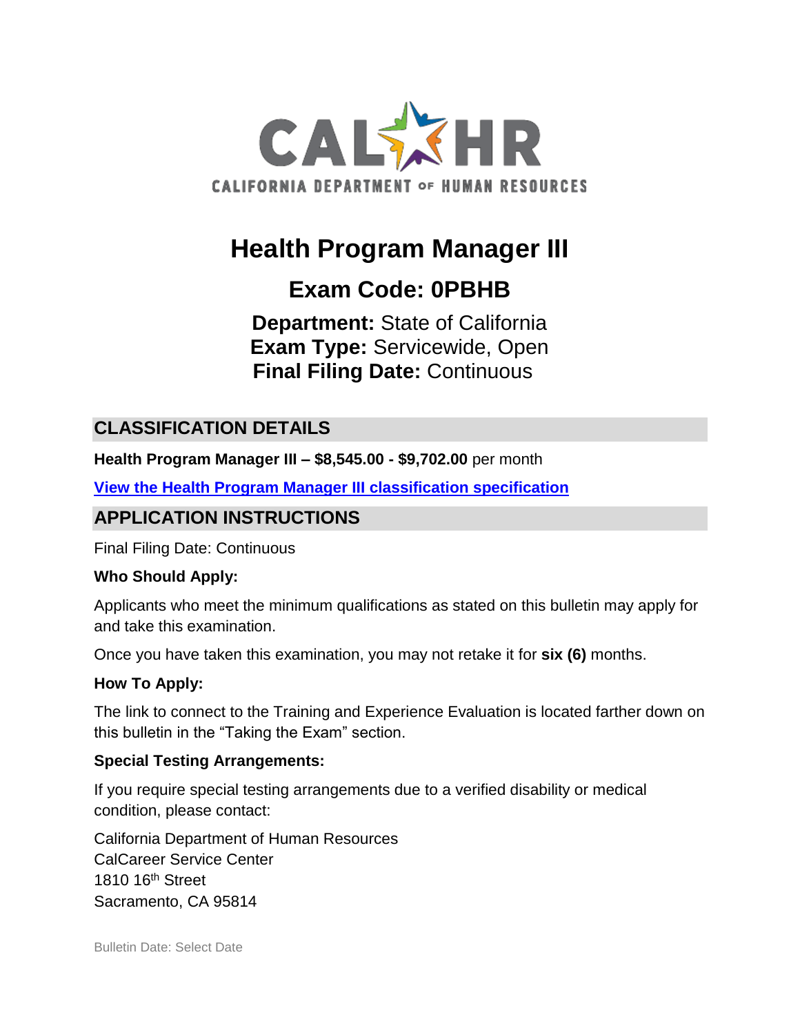# Health Program Manager III

## Exam Code: 0PBHB

**Department:** State of California
**Exam Type:** Servicewide, Open
**Final Filing Date:** Continuous

## CLASSIFICATION DETAILS

**Health Program Manager III – $8,545.00 - $9,702.00** per month

**View the Health Program Manager III classification specification**

## APPLICATION INSTRUCTIONS

Final Filing Date: Continuous

**Who Should Apply:**

Applicants who meet the minimum qualifications as stated on this bulletin may apply for and take this examination.

Once you have taken this examination, you may not retake it for **six (6)** months.

**How To Apply:**

The link to connect to the Training and Experience Evaluation is located farther down on this bulletin in the "Taking the Exam" section.

**Special Testing Arrangements:**

If you require special testing arrangements due to a verified disability or medical condition, please contact:

California Department of Human Resources
CalCareer Service Center
1810 16th Street
Sacramento, CA 95814

Bulletin Date: Select Date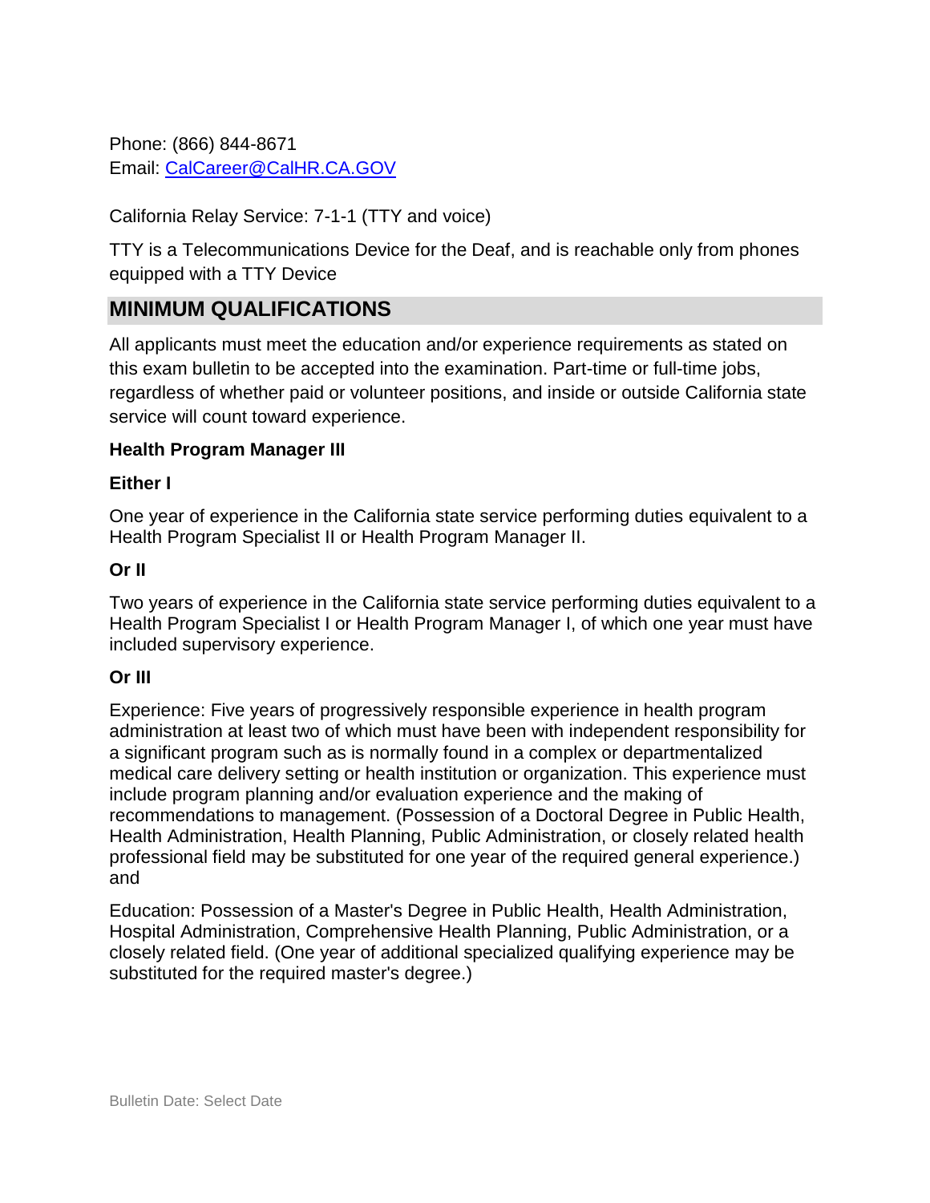Phone: (866) 844-8671
Email: [CalCareer@CalHR.CA.GOV](mailto:CalCareer@CalHR.CA.GOV)

California Relay Service: 7-1-1 (TTY and voice)

TTY is a Telecommunications Device for the Deaf, and is reachable only from phones equipped with a TTY Device

## MINIMUM QUALIFICATIONS

All applicants must meet the education and/or experience requirements as stated on this exam bulletin to be accepted into the examination. Part-time or full-time jobs, regardless of whether paid or volunteer positions, and inside or outside California state service will count toward experience.

**Health Program Manager III**

**Either I**

One year of experience in the California state service performing duties equivalent to a Health Program Specialist II or Health Program Manager II.

**Or II**

Two years of experience in the California state service performing duties equivalent to a Health Program Specialist I or Health Program Manager I, of which one year must have included supervisory experience.

**Or III**

Experience: Five years of progressively responsible experience in health program administration at least two of which must have been with independent responsibility for a significant program such as is normally found in a complex or departmentalized medical care delivery setting or health institution or organization. This experience must include program planning and/or evaluation experience and the making of recommendations to management. (Possession of a Doctoral Degree in Public Health, Health Administration, Health Planning, Public Administration, or closely related health professional field may be substituted for one year of the required general experience.) and

Education: Possession of a Master's Degree in Public Health, Health Administration, Hospital Administration, Comprehensive Health Planning, Public Administration, or a closely related field. (One year of additional specialized qualifying experience may be substituted for the required master's degree.)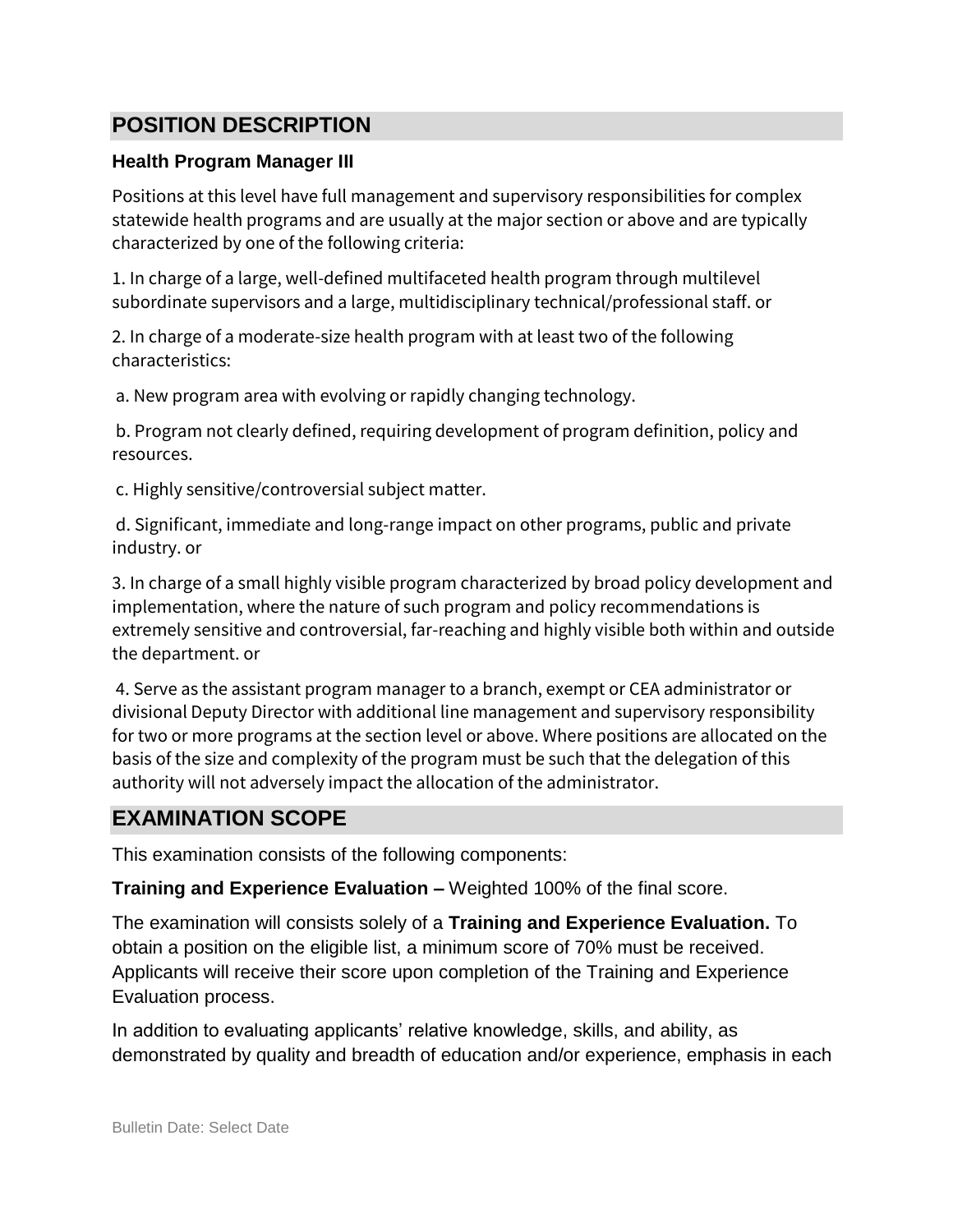## POSITION DESCRIPTION

### Health Program Manager III

Positions at this level have full management and supervisory responsibilities for complex statewide health programs and are usually at the major section or above and are typically characterized by one of the following criteria:

1. In charge of a large, well-defined multifaceted health program through multilevel subordinate supervisors and a large, multidisciplinary technical/professional staff. or

2. In charge of a moderate-size health program with at least two of the following characteristics:

 a. New program area with evolving or rapidly changing technology.

 b. Program not clearly defined, requiring development of program definition, policy and resources.

 c. Highly sensitive/controversial subject matter.

 d. Significant, immediate and long-range impact on other programs, public and private industry. or

3. In charge of a small highly visible program characterized by broad policy development and implementation, where the nature of such program and policy recommendations is extremely sensitive and controversial, far-reaching and highly visible both within and outside the department. or

4. Serve as the assistant program manager to a branch, exempt or CEA administrator or divisional Deputy Director with additional line management and supervisory responsibility for two or more programs at the section level or above. Where positions are allocated on the basis of the size and complexity of the program must be such that the delegation of this authority will not adversely impact the allocation of the administrator.

## EXAMINATION SCOPE

This examination consists of the following components:

**Training and Experience Evaluation –** Weighted 100% of the final score.

The examination will consists solely of a **Training and Experience Evaluation.** To obtain a position on the eligible list, a minimum score of 70% must be received. Applicants will receive their score upon completion of the Training and Experience Evaluation process.

In addition to evaluating applicants' relative knowledge, skills, and ability, as demonstrated by quality and breadth of education and/or experience, emphasis in each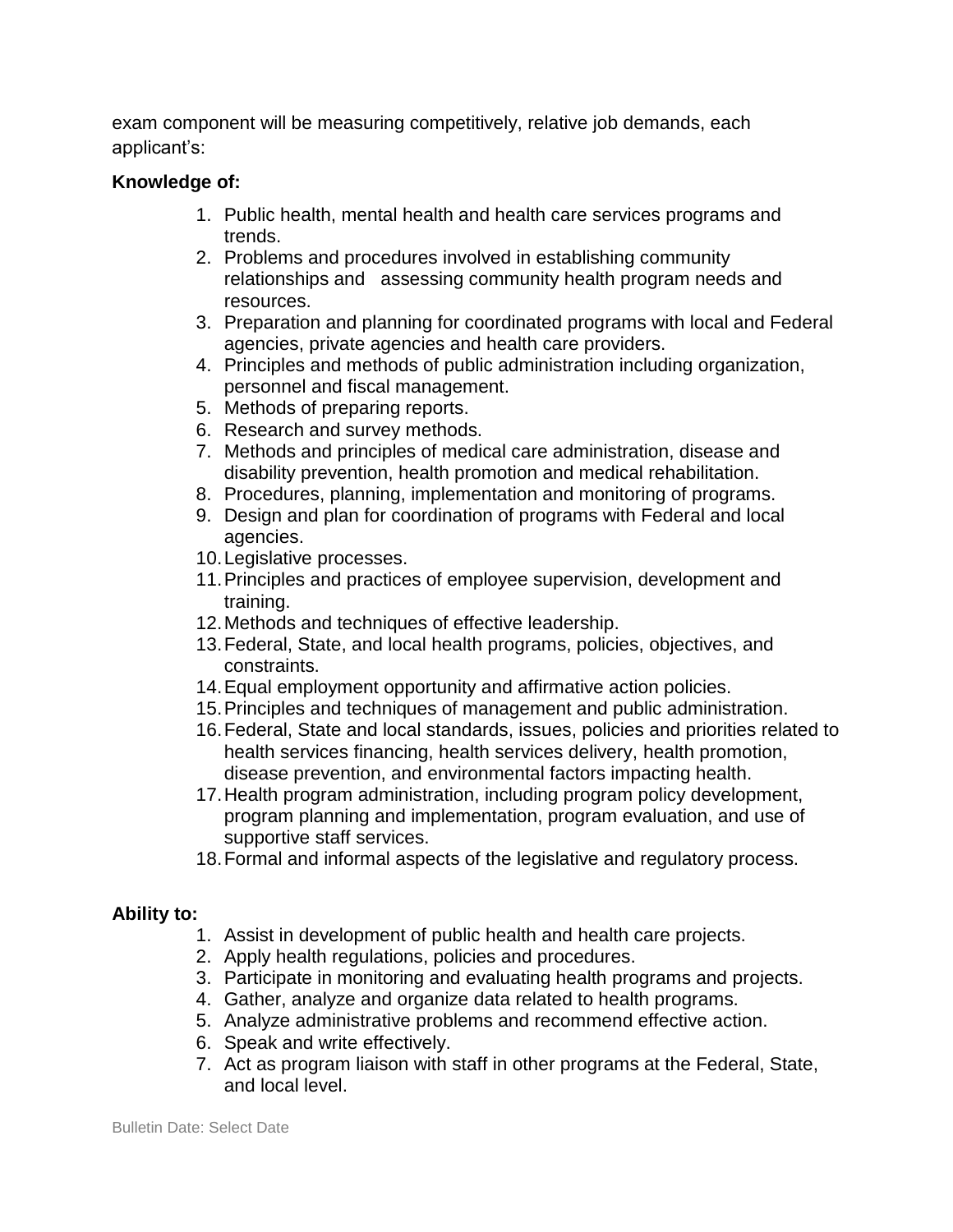exam component will be measuring competitively, relative job demands, each applicant's:

**Knowledge of:**

1. Public health, mental health and health care services programs and trends.
2. Problems and procedures involved in establishing community relationships and assessing community health program needs and resources.
3. Preparation and planning for coordinated programs with local and Federal agencies, private agencies and health care providers.
4. Principles and methods of public administration including organization, personnel and fiscal management.
5. Methods of preparing reports.
6. Research and survey methods.
7. Methods and principles of medical care administration, disease and disability prevention, health promotion and medical rehabilitation.
8. Procedures, planning, implementation and monitoring of programs.
9. Design and plan for coordination of programs with Federal and local agencies.
10. Legislative processes.
11. Principles and practices of employee supervision, development and training.
12. Methods and techniques of effective leadership.
13. Federal, State, and local health programs, policies, objectives, and constraints.
14. Equal employment opportunity and affirmative action policies.
15. Principles and techniques of management and public administration.
16. Federal, State and local standards, issues, policies and priorities related to health services financing, health services delivery, health promotion, disease prevention, and environmental factors impacting health.
17. Health program administration, including program policy development, program planning and implementation, program evaluation, and use of supportive staff services.
18. Formal and informal aspects of the legislative and regulatory process.

**Ability to:**

1. Assist in development of public health and health care projects.
2. Apply health regulations, policies and procedures.
3. Participate in monitoring and evaluating health programs and projects.
4. Gather, analyze and organize data related to health programs.
5. Analyze administrative problems and recommend effective action.
6. Speak and write effectively.
7. Act as program liaison with staff in other programs at the Federal, State, and local level.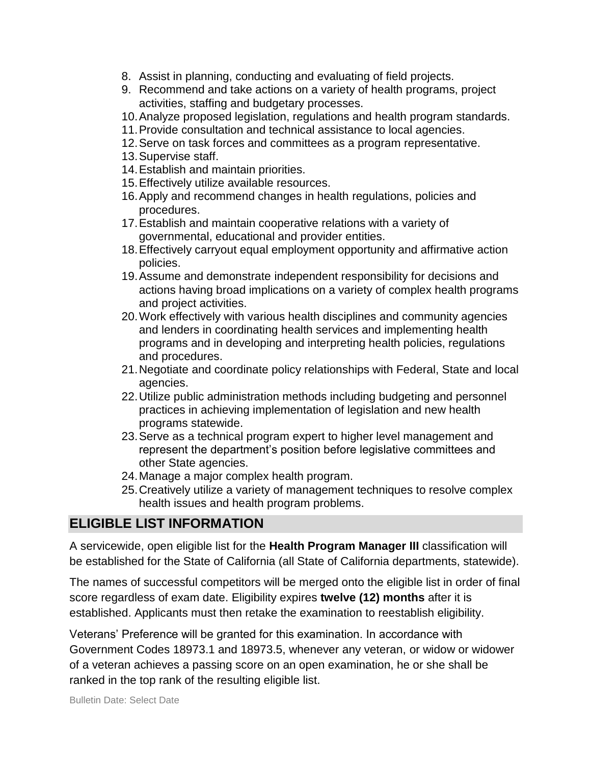8. Assist in planning, conducting and evaluating of field projects.
9. Recommend and take actions on a variety of health programs, project activities, staffing and budgetary processes.
10. Analyze proposed legislation, regulations and health program standards.
11. Provide consultation and technical assistance to local agencies.
12. Serve on task forces and committees as a program representative.
13. Supervise staff.
14. Establish and maintain priorities.
15. Effectively utilize available resources.
16. Apply and recommend changes in health regulations, policies and procedures.
17. Establish and maintain cooperative relations with a variety of governmental, educational and provider entities.
18. Effectively carryout equal employment opportunity and affirmative action policies.
19. Assume and demonstrate independent responsibility for decisions and actions having broad implications on a variety of complex health programs and project activities.
20. Work effectively with various health disciplines and community agencies and lenders in coordinating health services and implementing health programs and in developing and interpreting health policies, regulations and procedures.
21. Negotiate and coordinate policy relationships with Federal, State and local agencies.
22. Utilize public administration methods including budgeting and personnel practices in achieving implementation of legislation and new health programs statewide.
23. Serve as a technical program expert to higher level management and represent the department's position before legislative committees and other State agencies.
24. Manage a major complex health program.
25. Creatively utilize a variety of management techniques to resolve complex health issues and health program problems.

## ELIGIBLE LIST INFORMATION

A servicewide, open eligible list for the **Health Program Manager III** classification will be established for the State of California (all State of California departments, statewide).

The names of successful competitors will be merged onto the eligible list in order of final score regardless of exam date. Eligibility expires **twelve (12) months** after it is established. Applicants must then retake the examination to reestablish eligibility.

Veterans' Preference will be granted for this examination. In accordance with Government Codes 18973.1 and 18973.5, whenever any veteran, or widow or widower of a veteran achieves a passing score on an open examination, he or she shall be ranked in the top rank of the resulting eligible list.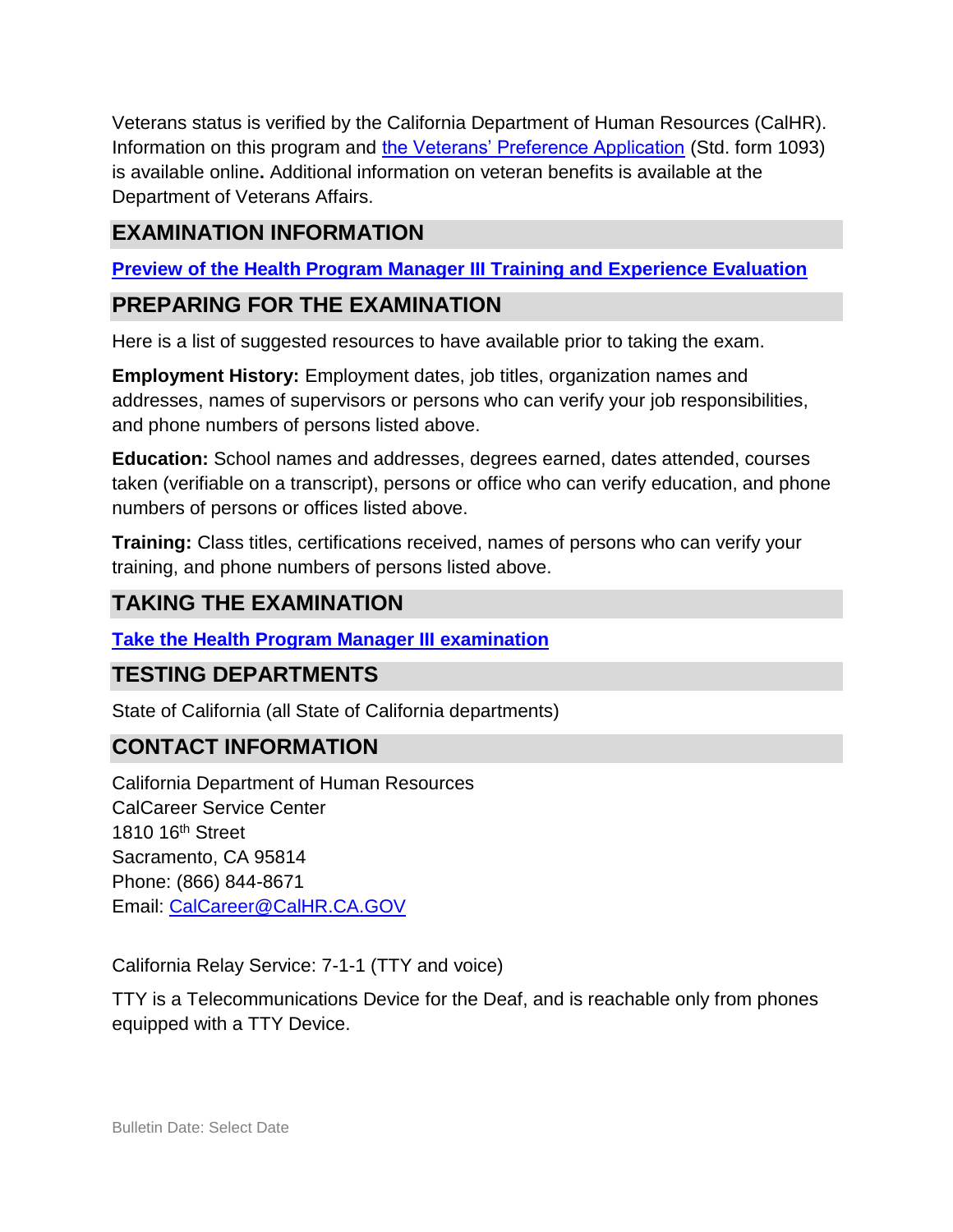Veterans status is verified by the California Department of Human Resources (CalHR). Information on this program and [the Veterans' Preference Application] (Std. form 1093) is available online**.** Additional information on veteran benefits is available at the Department of Veterans Affairs.

## EXAMINATION INFORMATION

**Preview of the Health Program Manager III Training and Experience Evaluation**

## PREPARING FOR THE EXAMINATION

Here is a list of suggested resources to have available prior to taking the exam.

**Employment History:** Employment dates, job titles, organization names and addresses, names of supervisors or persons who can verify your job responsibilities, and phone numbers of persons listed above.

**Education:** School names and addresses, degrees earned, dates attended, courses taken (verifiable on a transcript), persons or office who can verify education, and phone numbers of persons or offices listed above.

**Training:** Class titles, certifications received, names of persons who can verify your training, and phone numbers of persons listed above.

## TAKING THE EXAMINATION

**Take the Health Program Manager III examination**

## TESTING DEPARTMENTS

State of California (all State of California departments)

## CONTACT INFORMATION

California Department of Human Resources
CalCareer Service Center
1810 16th Street
Sacramento, CA 95814
Phone: (866) 844-8671
Email: CalCareer@CalHR.CA.GOV

California Relay Service: 7-1-1 (TTY and voice)

TTY is a Telecommunications Device for the Deaf, and is reachable only from phones equipped with a TTY Device.

Bulletin Date: Select Date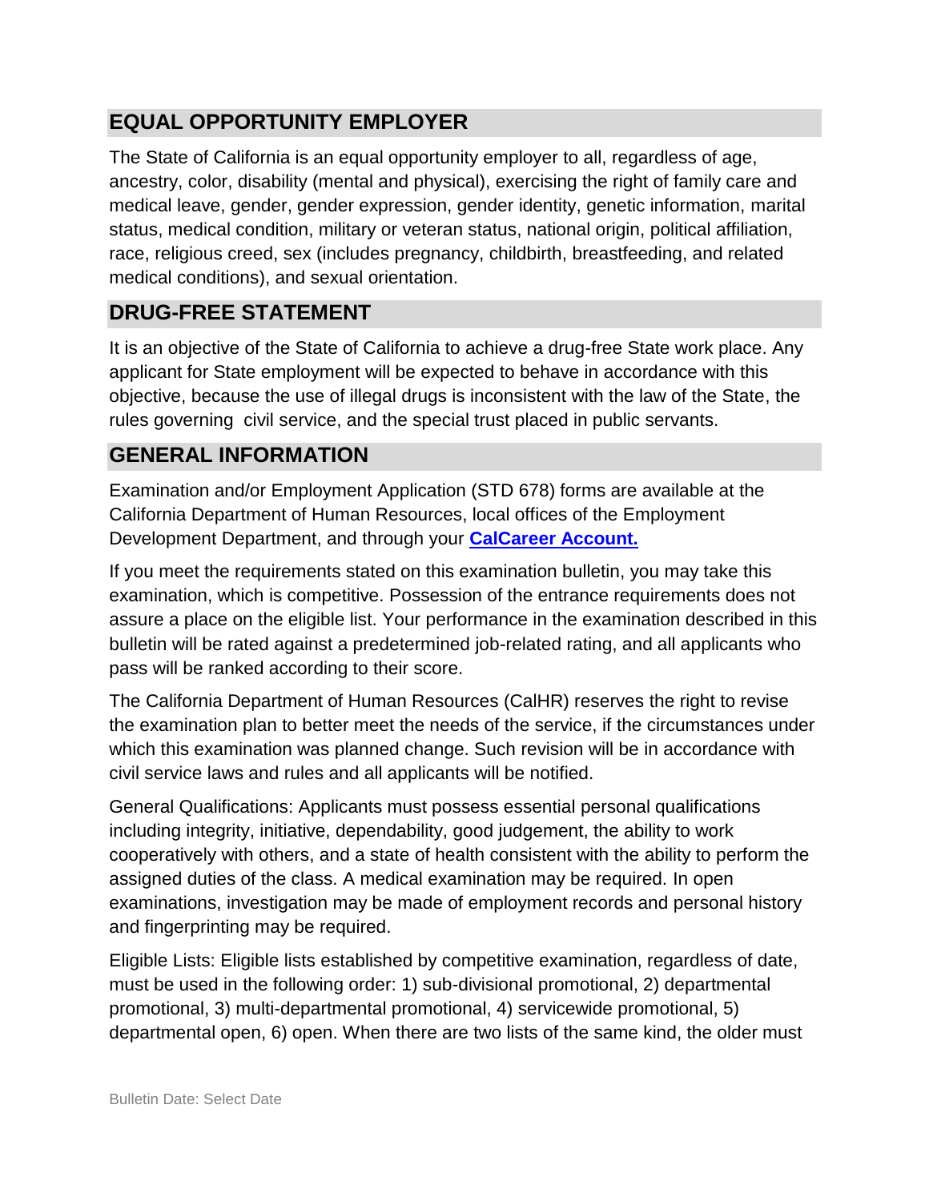## EQUAL OPPORTUNITY EMPLOYER

The State of California is an equal opportunity employer to all, regardless of age, ancestry, color, disability (mental and physical), exercising the right of family care and medical leave, gender, gender expression, gender identity, genetic information, marital status, medical condition, military or veteran status, national origin, political affiliation, race, religious creed, sex (includes pregnancy, childbirth, breastfeeding, and related medical conditions), and sexual orientation.

## DRUG-FREE STATEMENT

It is an objective of the State of California to achieve a drug-free State work place. Any applicant for State employment will be expected to behave in accordance with this objective, because the use of illegal drugs is inconsistent with the law of the State, the rules governing civil service, and the special trust placed in public servants.

## GENERAL INFORMATION

Examination and/or Employment Application (STD 678) forms are available at the California Department of Human Resources, local offices of the Employment Development Department, and through your **[CalCareer Account.](#)**

If you meet the requirements stated on this examination bulletin, you may take this examination, which is competitive. Possession of the entrance requirements does not assure a place on the eligible list. Your performance in the examination described in this bulletin will be rated against a predetermined job-related rating, and all applicants who pass will be ranked according to their score.

The California Department of Human Resources (CalHR) reserves the right to revise the examination plan to better meet the needs of the service, if the circumstances under which this examination was planned change. Such revision will be in accordance with civil service laws and rules and all applicants will be notified.

General Qualifications: Applicants must possess essential personal qualifications including integrity, initiative, dependability, good judgement, the ability to work cooperatively with others, and a state of health consistent with the ability to perform the assigned duties of the class. A medical examination may be required. In open examinations, investigation may be made of employment records and personal history and fingerprinting may be required.

Eligible Lists: Eligible lists established by competitive examination, regardless of date, must be used in the following order: 1) sub-divisional promotional, 2) departmental promotional, 3) multi-departmental promotional, 4) servicewide promotional, 5) departmental open, 6) open. When there are two lists of the same kind, the older must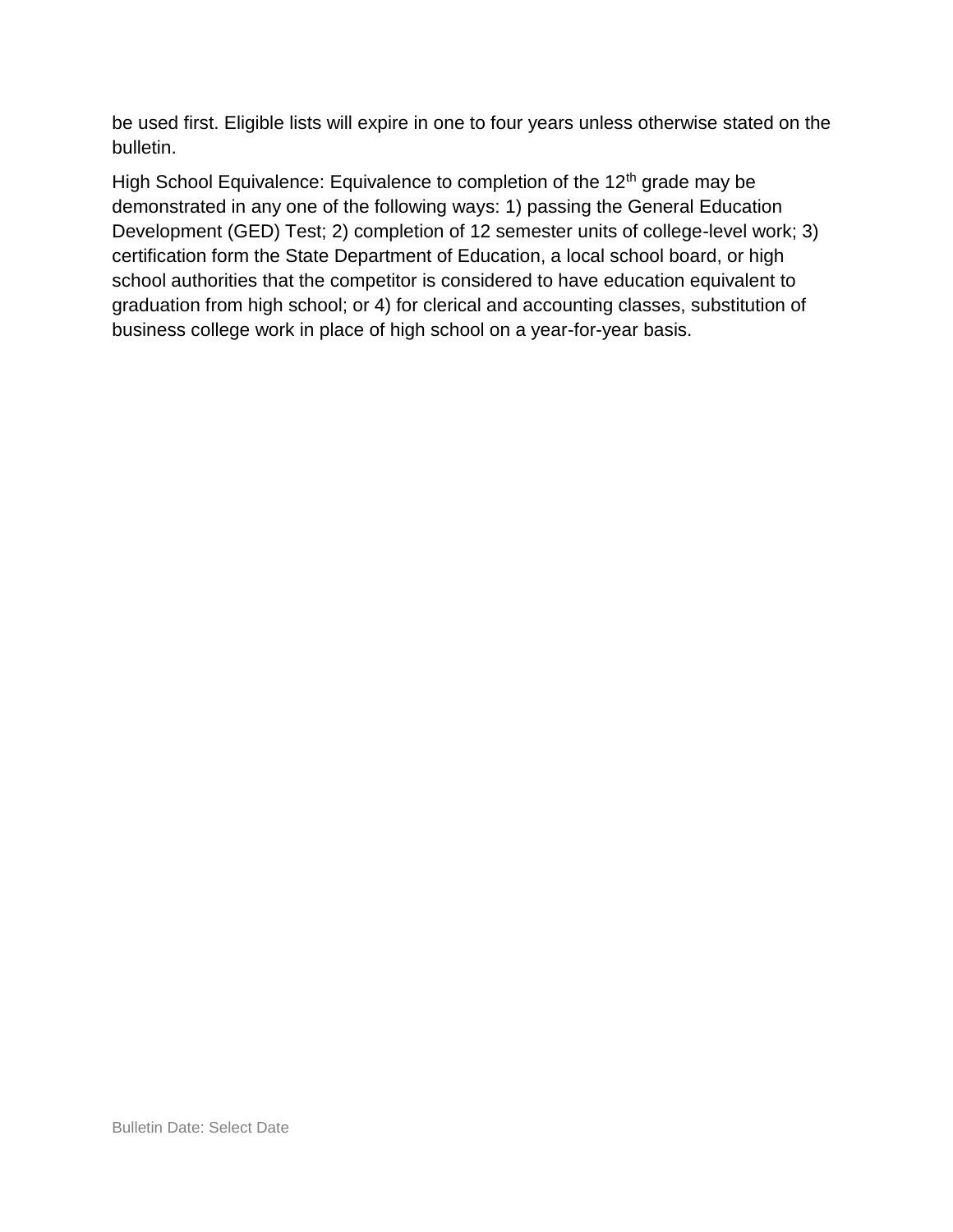be used first. Eligible lists will expire in one to four years unless otherwise stated on the bulletin.

High School Equivalence: Equivalence to completion of the 12th grade may be demonstrated in any one of the following ways: 1) passing the General Education Development (GED) Test; 2) completion of 12 semester units of college-level work; 3) certification form the State Department of Education, a local school board, or high school authorities that the competitor is considered to have education equivalent to graduation from high school; or 4) for clerical and accounting classes, substitution of business college work in place of high school on a year-for-year basis.

Bulletin Date: Select Date